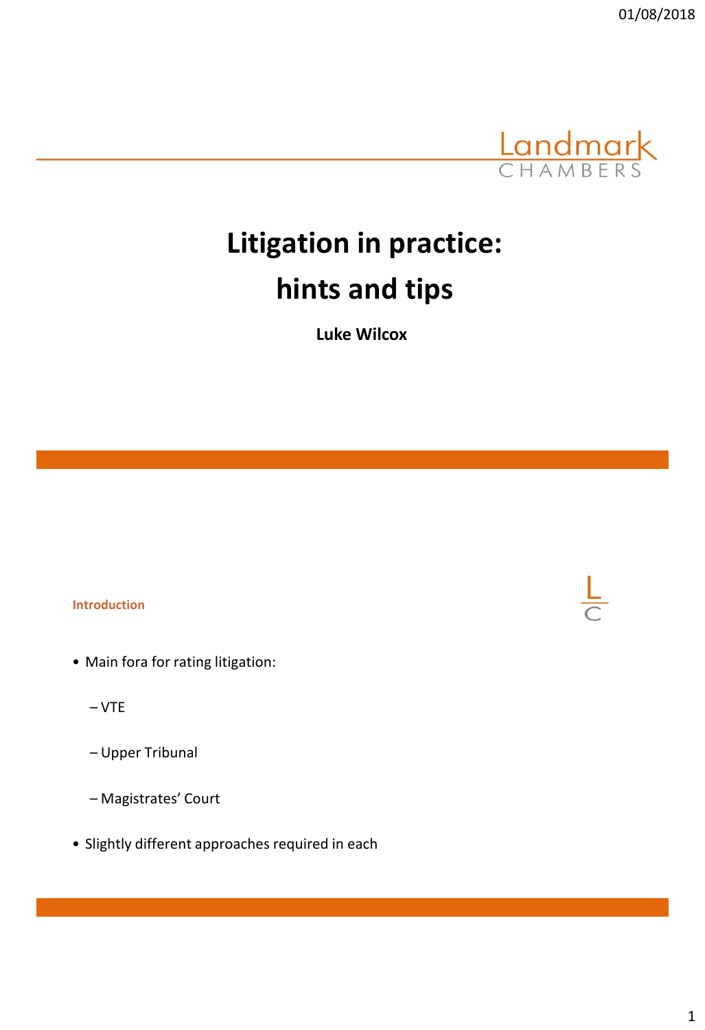# Litigation in practice: hints and tips

**Luke Wilcox**

## Introduction

- Main fora for rating litigation:
  - VTE
  - Upper Tribunal
  - Magistrates' Court
- Slightly different approaches required in each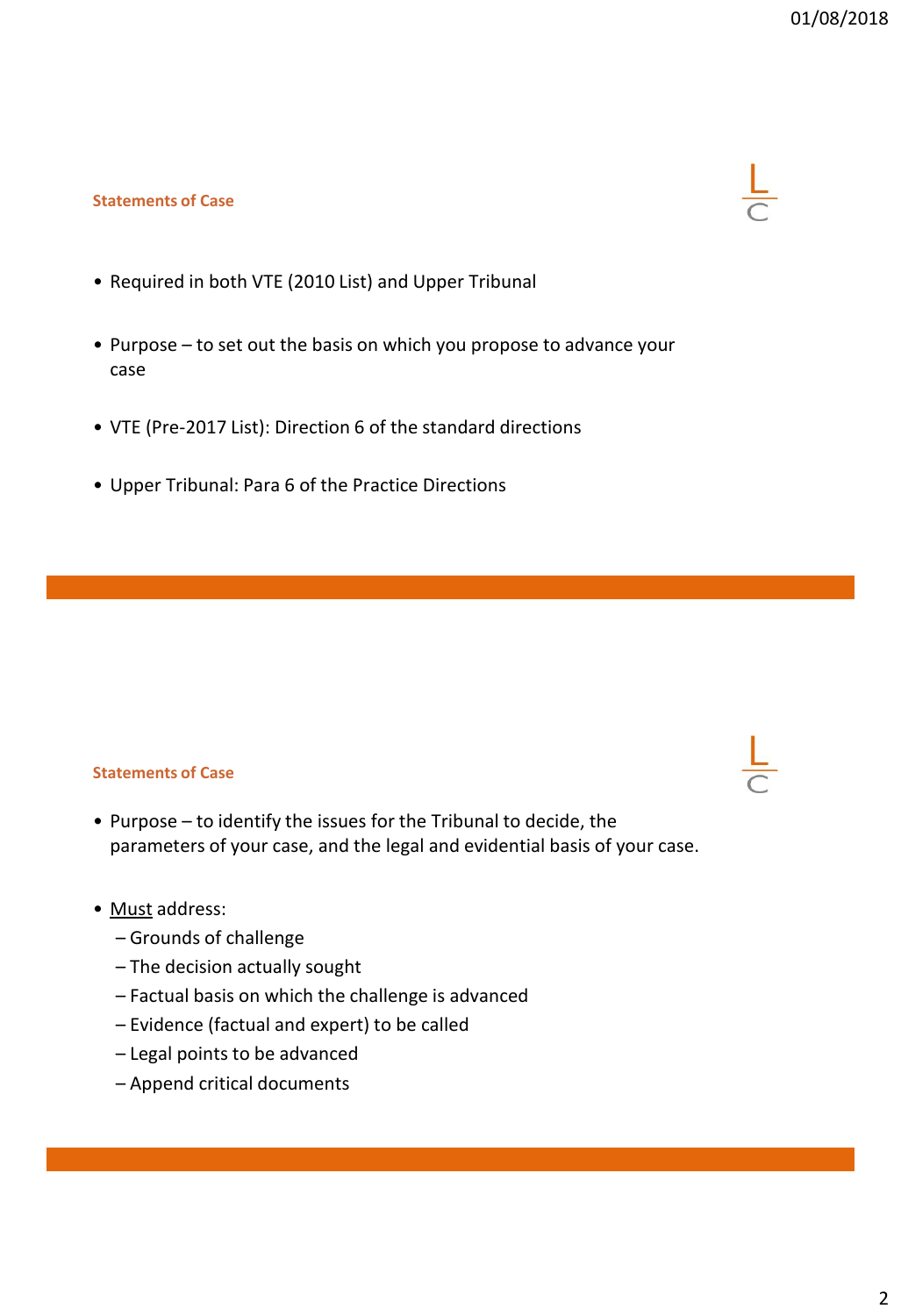## Statements of Case

- Required in both VTE (2010 List) and Upper Tribunal
- Purpose – to set out the basis on which you propose to advance your case
- VTE (Pre-2017 List): Direction 6 of the standard directions
- Upper Tribunal: Para 6 of the Practice Directions

## Statements of Case

- Purpose – to identify the issues for the Tribunal to decide, the parameters of your case, and the legal and evidential basis of your case.
- Must address:
  - Grounds of challenge
  - The decision actually sought
  - Factual basis on which the challenge is advanced
  - Evidence (factual and expert) to be called
  - Legal points to be advanced
  - Append critical documents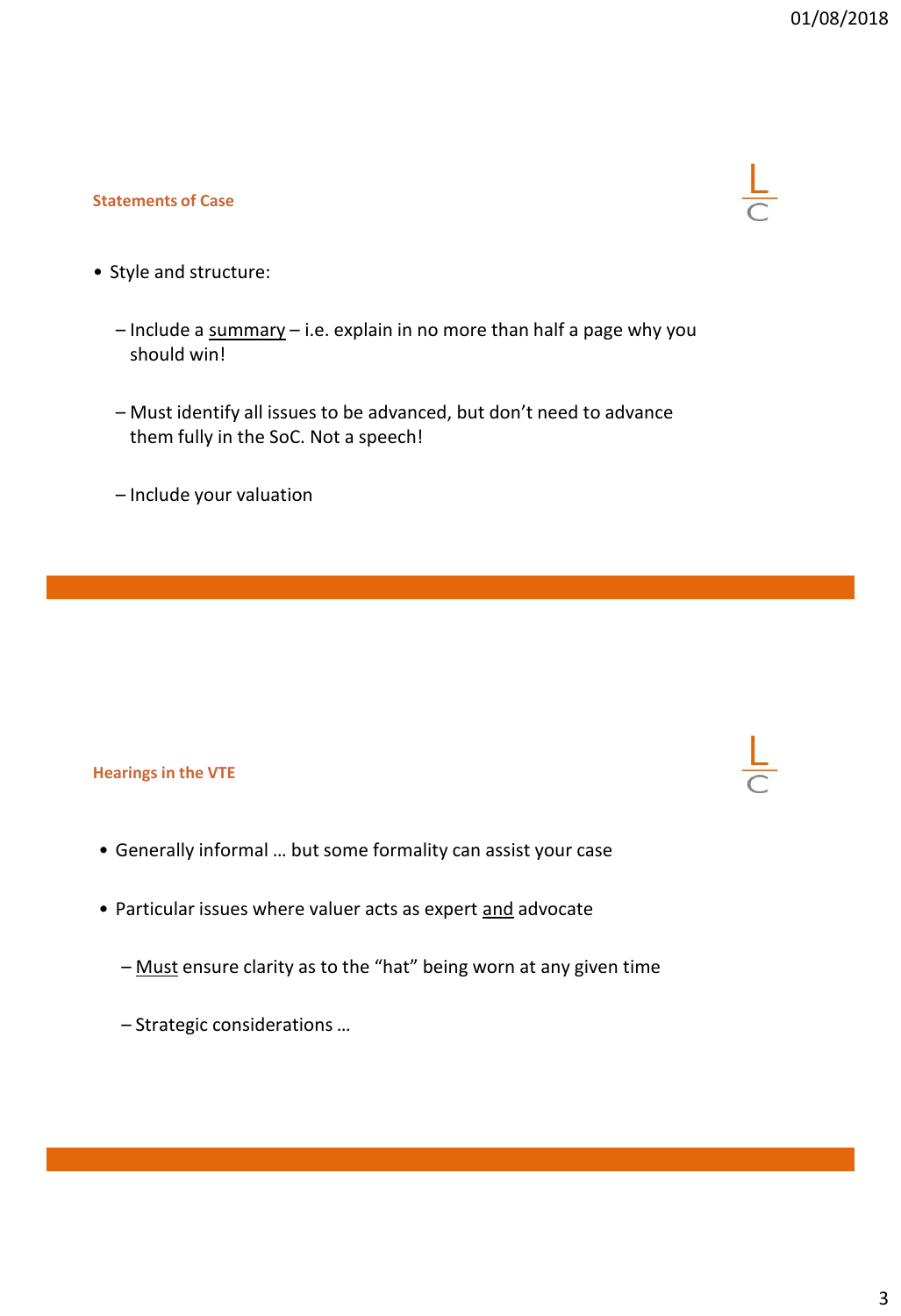## Statements of Case

- Style and structure:
  - Include a <u>summary</u> – i.e. explain in no more than half a page why you should win!
  - Must identify all issues to be advanced, but don't need to advance them fully in the SoC. Not a speech!
  - Include your valuation

## Hearings in the VTE

- Generally informal … but some formality can assist your case
- Particular issues where valuer acts as expert <u>and</u> advocate
  - <u>Must</u> ensure clarity as to the "hat" being worn at any given time
  - Strategic considerations …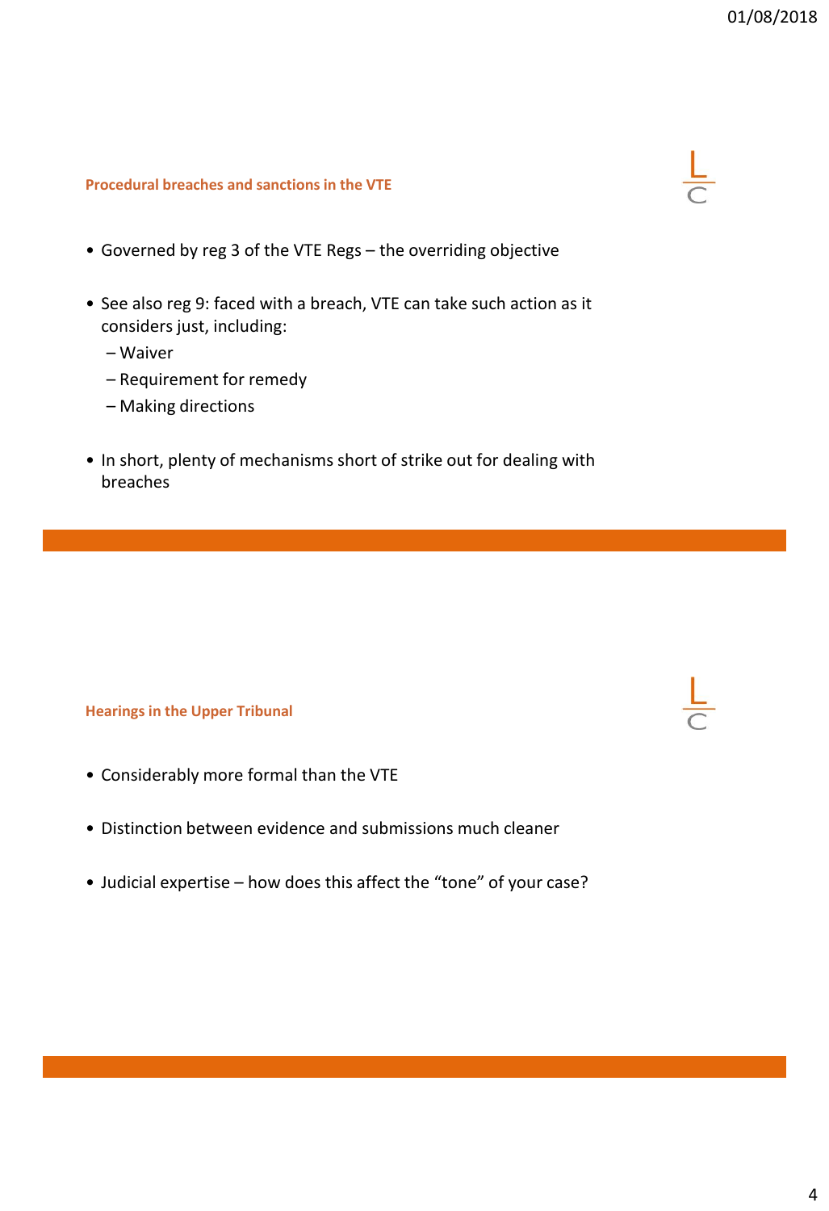## Procedural breaches and sanctions in the VTE

- Governed by reg 3 of the VTE Regs – the overriding objective
- See also reg 9: faced with a breach, VTE can take such action as it considers just, including:
  - Waiver
  - Requirement for remedy
  - Making directions
- In short, plenty of mechanisms short of strike out for dealing with breaches

## Hearings in the Upper Tribunal

- Considerably more formal than the VTE
- Distinction between evidence and submissions much cleaner
- Judicial expertise – how does this affect the "tone" of your case?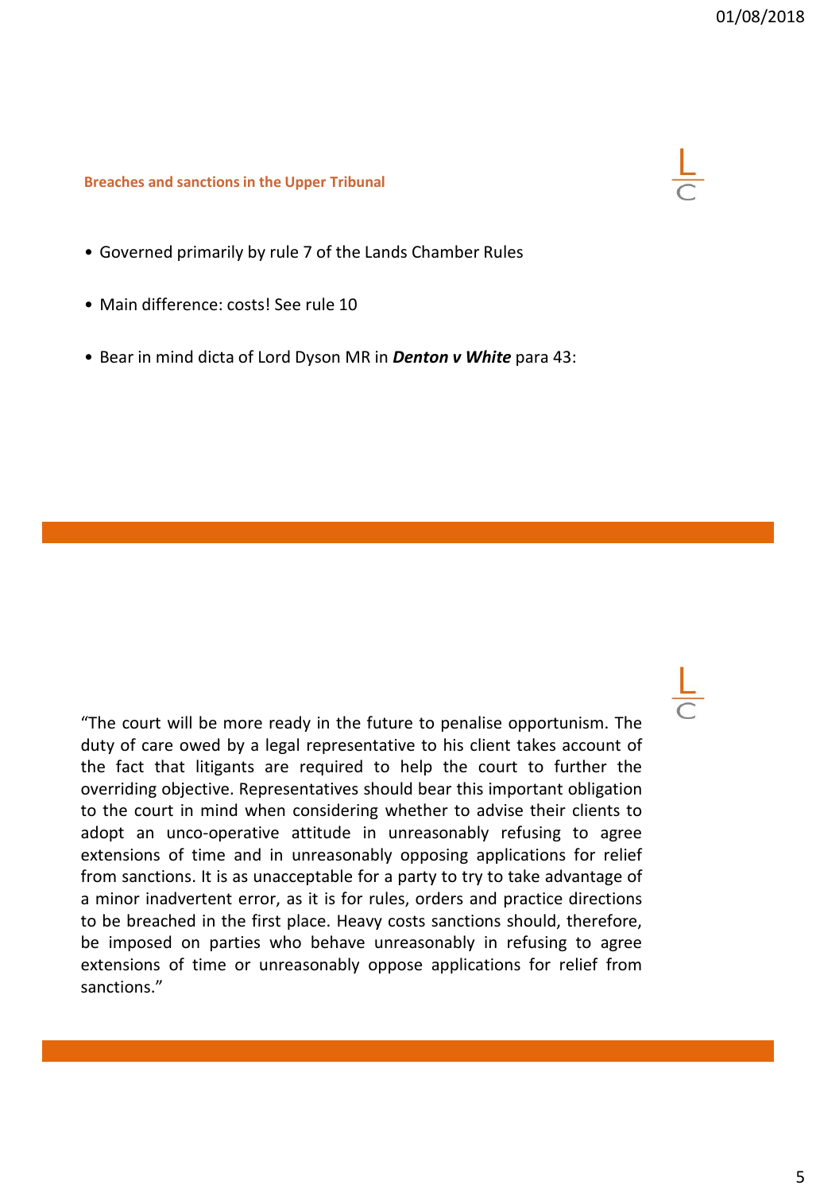## Breaches and sanctions in the Upper Tribunal

- Governed primarily by rule 7 of the Lands Chamber Rules
- Main difference: costs! See rule 10
- Bear in mind dicta of Lord Dyson MR in ***Denton v White*** para 43:

"The court will be more ready in the future to penalise opportunism. The duty of care owed by a legal representative to his client takes account of the fact that litigants are required to help the court to further the overriding objective. Representatives should bear this important obligation to the court in mind when considering whether to advise their clients to adopt an unco-operative attitude in unreasonably refusing to agree extensions of time and in unreasonably opposing applications for relief from sanctions. It is as unacceptable for a party to try to take advantage of a minor inadvertent error, as it is for rules, orders and practice directions to be breached in the first place. Heavy costs sanctions should, therefore, be imposed on parties who behave unreasonably in refusing to agree extensions of time or unreasonably oppose applications for relief from sanctions."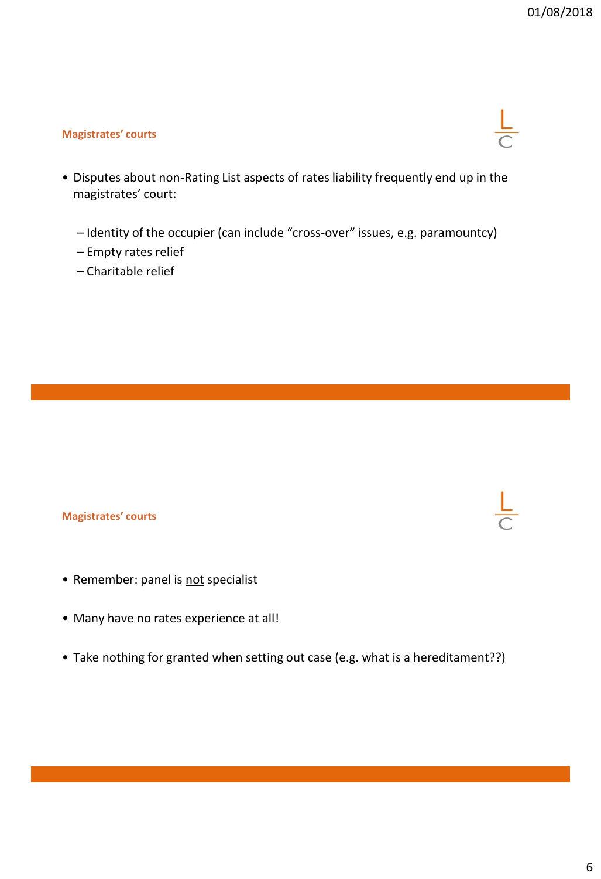## Magistrates' courts

- Disputes about non-Rating List aspects of rates liability frequently end up in the magistrates' court:
  - Identity of the occupier (can include "cross-over" issues, e.g. paramountcy)
  - Empty rates relief
  - Charitable relief

## Magistrates' courts

- Remember: panel is <u>not</u> specialist
- Many have no rates experience at all!
- Take nothing for granted when setting out case (e.g. what is a hereditament??)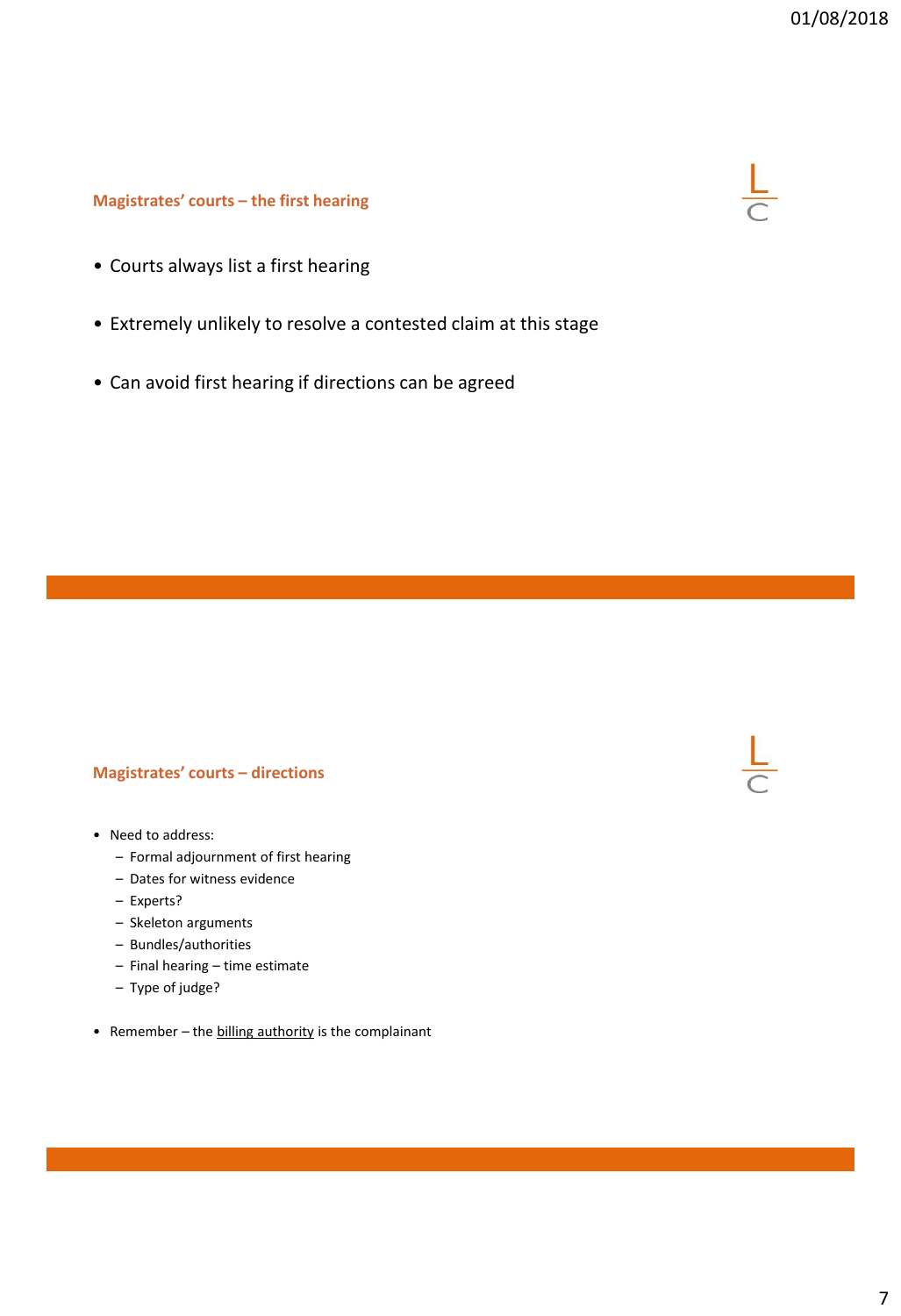## Magistrates' courts – the first hearing

- Courts always list a first hearing
- Extremely unlikely to resolve a contested claim at this stage
- Can avoid first hearing if directions can be agreed

## Magistrates' courts – directions

- Need to address:
  - Formal adjournment of first hearing
  - Dates for witness evidence
  - Experts?
  - Skeleton arguments
  - Bundles/authorities
  - Final hearing – time estimate
  - Type of judge?
- Remember – the billing authority is the complainant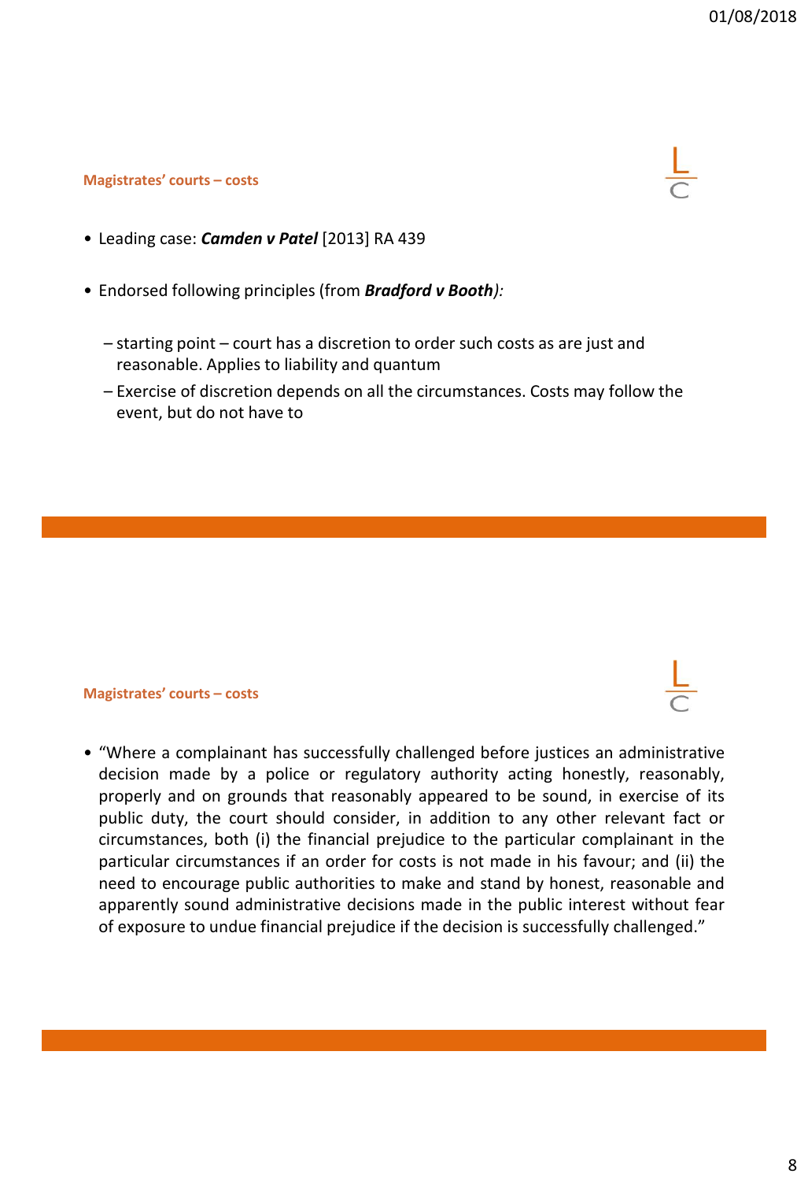## Magistrates' courts – costs

- Leading case: ***Camden v Patel*** [2013] RA 439
- Endorsed following principles (from ***Bradford v Booth****):*
  - starting point – court has a discretion to order such costs as are just and reasonable. Applies to liability and quantum
  - Exercise of discretion depends on all the circumstances. Costs may follow the event, but do not have to

## Magistrates' courts – costs

- "Where a complainant has successfully challenged before justices an administrative decision made by a police or regulatory authority acting honestly, reasonably, properly and on grounds that reasonably appeared to be sound, in exercise of its public duty, the court should consider, in addition to any other relevant fact or circumstances, both (i) the financial prejudice to the particular complainant in the particular circumstances if an order for costs is not made in his favour; and (ii) the need to encourage public authorities to make and stand by honest, reasonable and apparently sound administrative decisions made in the public interest without fear of exposure to undue financial prejudice if the decision is successfully challenged."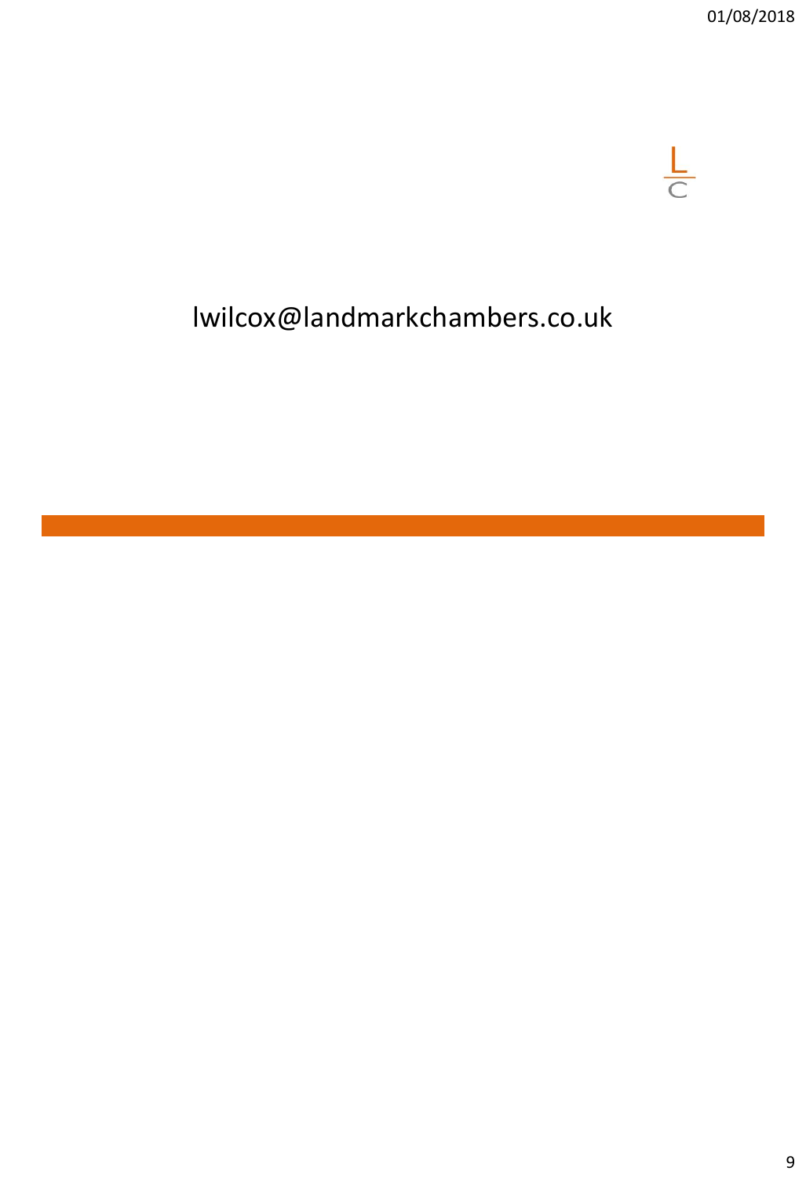lwilcox@landmarkchambers.co.uk